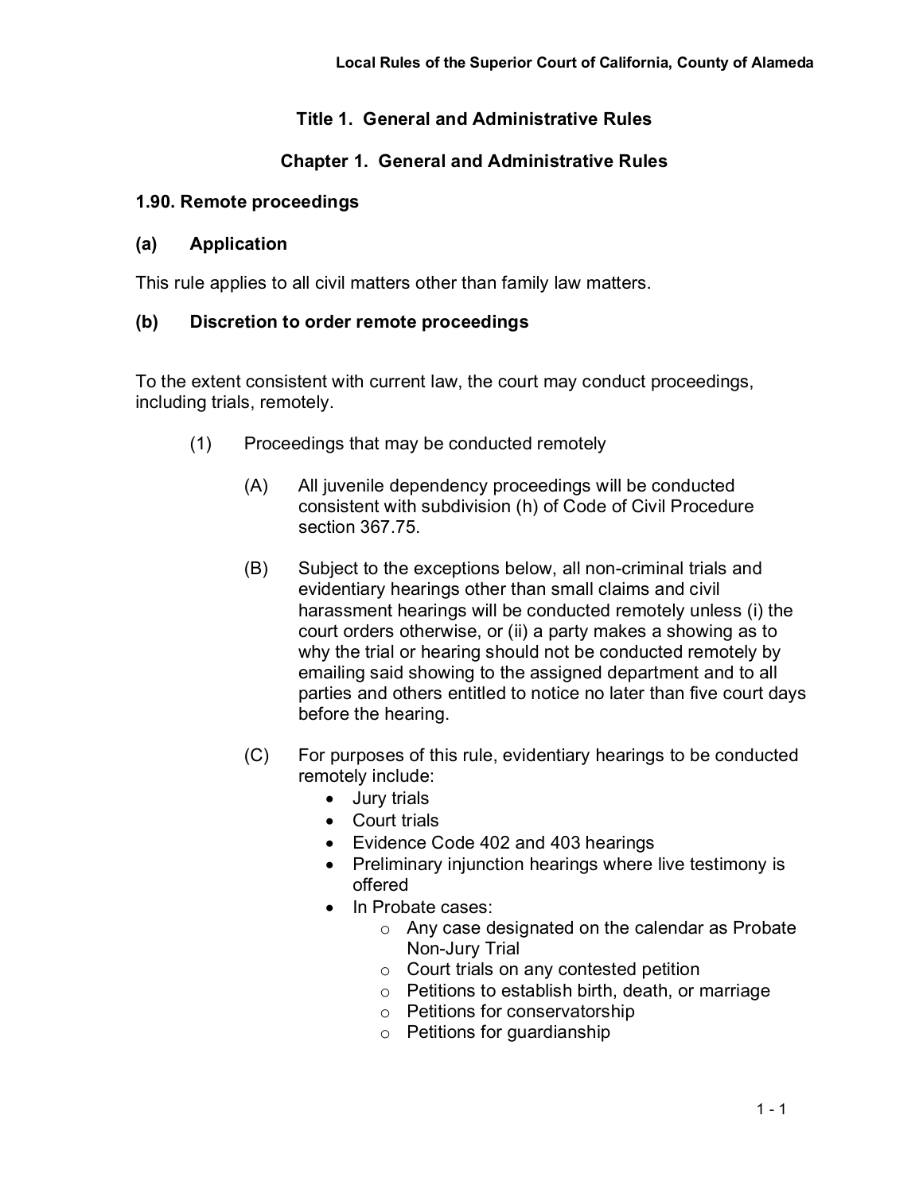# Title 1. General and Administrative Rules

## Chapter 1. General and Administrative Rules

### 1.90. Remote proceedings

**(a) Application**

This rule applies to all civil matters other than family law matters.

**(b) Discretion to order remote proceedings**

To the extent consistent with current law, the court may conduct proceedings, including trials, remotely.

(1) Proceedings that may be conducted remotely

(A) All juvenile dependency proceedings will be conducted consistent with subdivision (h) of Code of Civil Procedure section 367.75.

(B) Subject to the exceptions below, all non-criminal trials and evidentiary hearings other than small claims and civil harassment hearings will be conducted remotely unless (i) the court orders otherwise, or (ii) a party makes a showing as to why the trial or hearing should not be conducted remotely by emailing said showing to the assigned department and to all parties and others entitled to notice no later than five court days before the hearing.

(C) For purposes of this rule, evidentiary hearings to be conducted remotely include:

- Jury trials
- Court trials
- Evidence Code 402 and 403 hearings
- Preliminary injunction hearings where live testimony is offered
- In Probate cases:
  - Any case designated on the calendar as Probate Non-Jury Trial
  - Court trials on any contested petition
  - Petitions to establish birth, death, or marriage
  - Petitions for conservatorship
  - Petitions for guardianship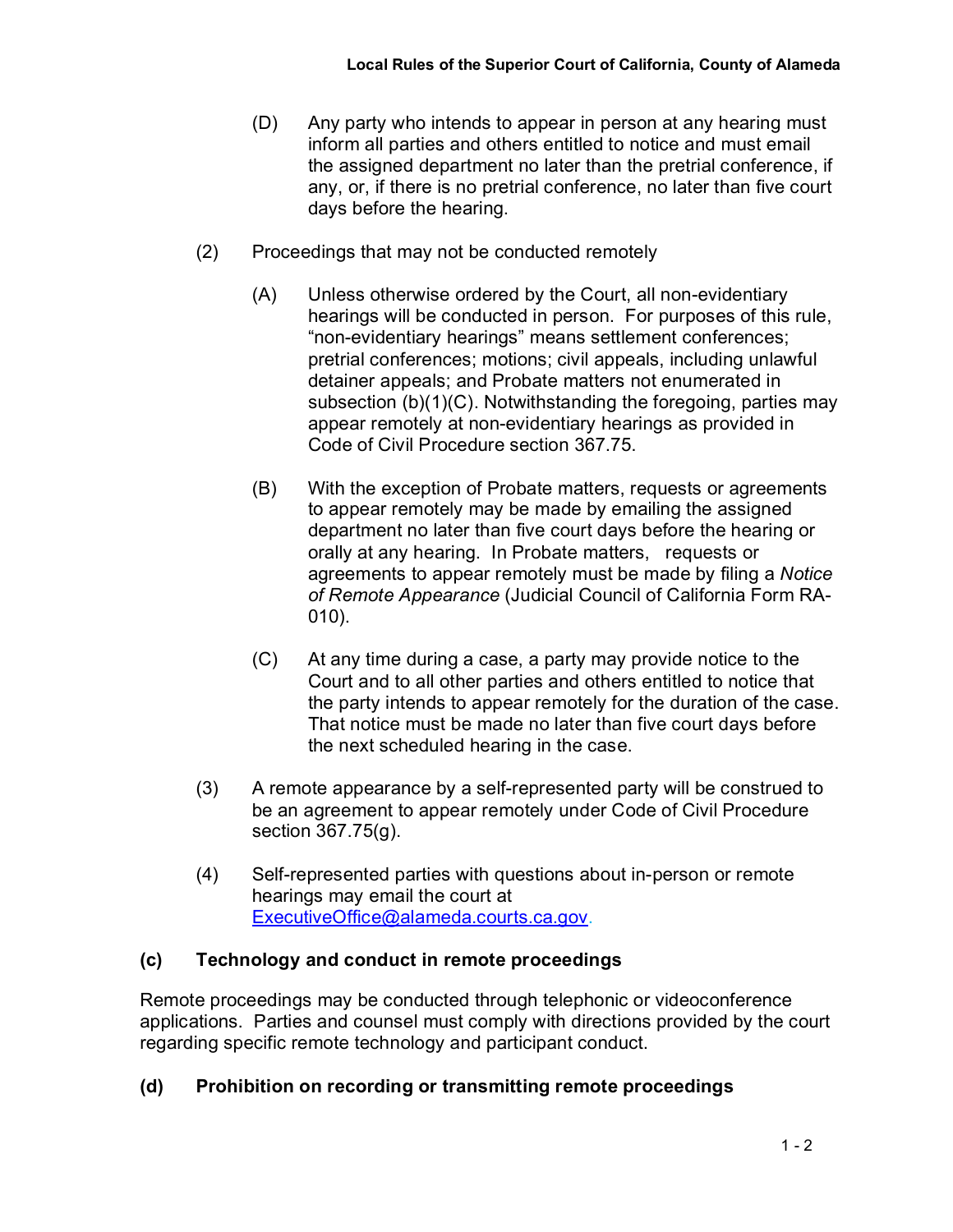(D) Any party who intends to appear in person at any hearing must inform all parties and others entitled to notice and must email the assigned department no later than the pretrial conference, if any, or, if there is no pretrial conference, no later than five court days before the hearing.

(2) Proceedings that may not be conducted remotely

(A) Unless otherwise ordered by the Court, all non-evidentiary hearings will be conducted in person. For purposes of this rule, "non-evidentiary hearings" means settlement conferences; pretrial conferences; motions; civil appeals, including unlawful detainer appeals; and Probate matters not enumerated in subsection (b)(1)(C). Notwithstanding the foregoing, parties may appear remotely at non-evidentiary hearings as provided in Code of Civil Procedure section 367.75.

(B) With the exception of Probate matters, requests or agreements to appear remotely may be made by emailing the assigned department no later than five court days before the hearing or orally at any hearing. In Probate matters, requests or agreements to appear remotely must be made by filing a *Notice of Remote Appearance* (Judicial Council of California Form RA-010).

(C) At any time during a case, a party may provide notice to the Court and to all other parties and others entitled to notice that the party intends to appear remotely for the duration of the case. That notice must be made no later than five court days before the next scheduled hearing in the case.

(3) A remote appearance by a self-represented party will be construed to be an agreement to appear remotely under Code of Civil Procedure section 367.75(g).

(4) Self-represented parties with questions about in-person or remote hearings may email the court at ExecutiveOffice@alameda.courts.ca.gov.

**(c) Technology and conduct in remote proceedings**

Remote proceedings may be conducted through telephonic or videoconference applications. Parties and counsel must comply with directions provided by the court regarding specific remote technology and participant conduct.

**(d) Prohibition on recording or transmitting remote proceedings**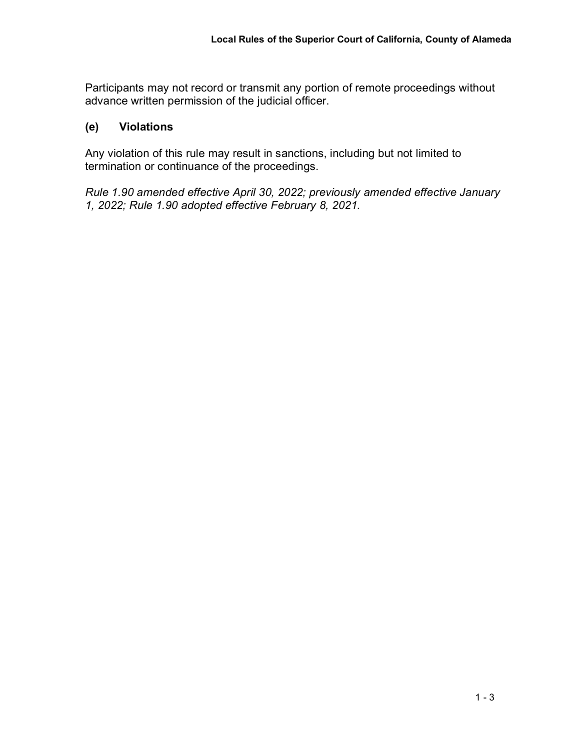Participants may not record or transmit any portion of remote proceedings without advance written permission of the judicial officer.

### (e) Violations

Any violation of this rule may result in sanctions, including but not limited to termination or continuance of the proceedings.

*Rule 1.90 amended effective April 30, 2022; previously amended effective January 1, 2022; Rule 1.90 adopted effective February 8, 2021.*